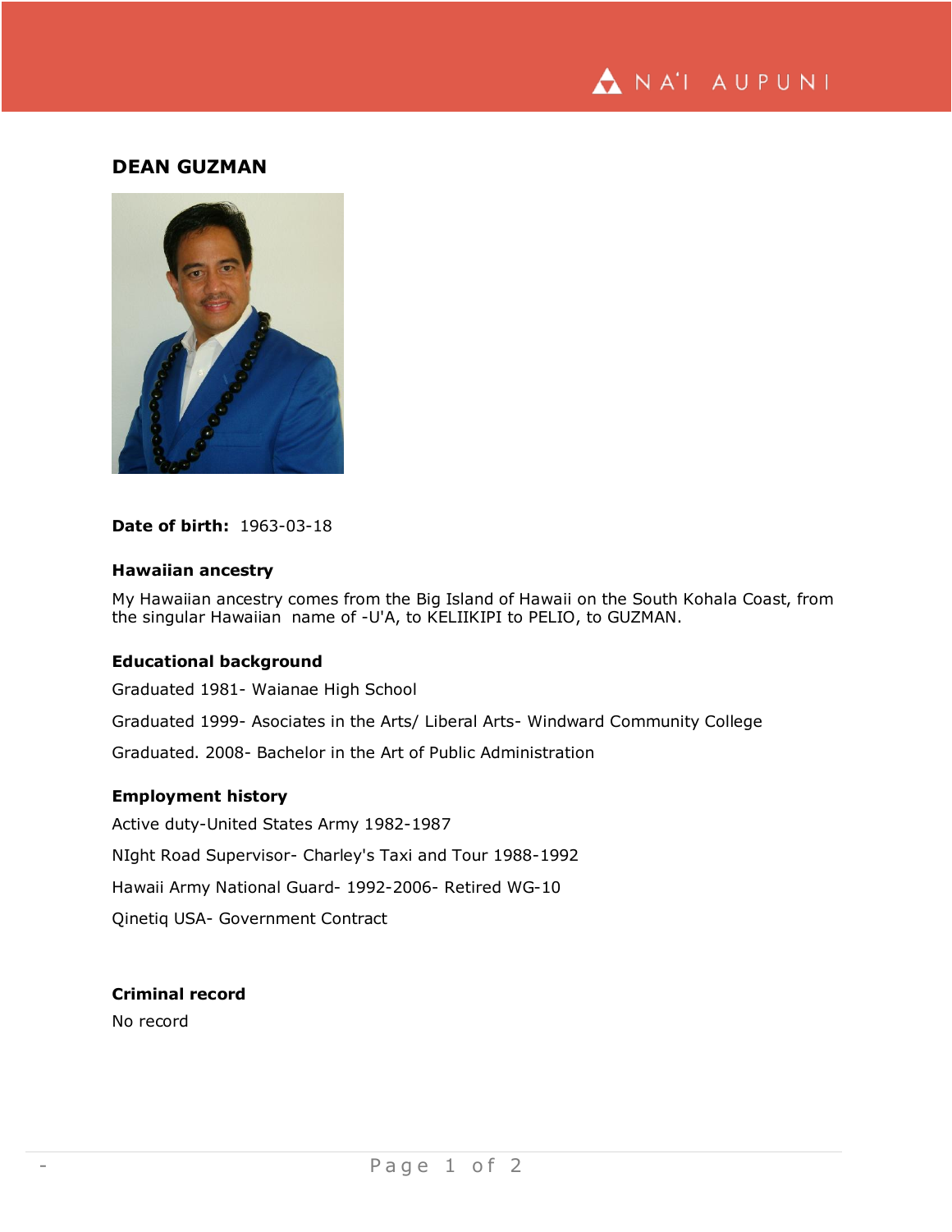# DEAN GUZMAN

**Date of birth:** 1963-03-18

### Hawaiian ancestry

My Hawaiian ancestry comes from the Big Island of Hawaii on the South Kohala Coast, from the singular Hawaiian name of -U'A, to KELIIKIPI to PELIO, to GUZMAN.

### Educational background

Graduated 1981- Waianae High School

Graduated 1999- Asociates in the Arts/ Liberal Arts- Windward Community College

Graduated. 2008- Bachelor in the Art of Public Administration

### Employment history

Active duty-United States Army 1982-1987

NIght Road Supervisor- Charley's Taxi and Tour 1988-1992

Hawaii Army National Guard- 1992-2006- Retired WG-10

Qinetiq USA- Government Contract

### Criminal record

No record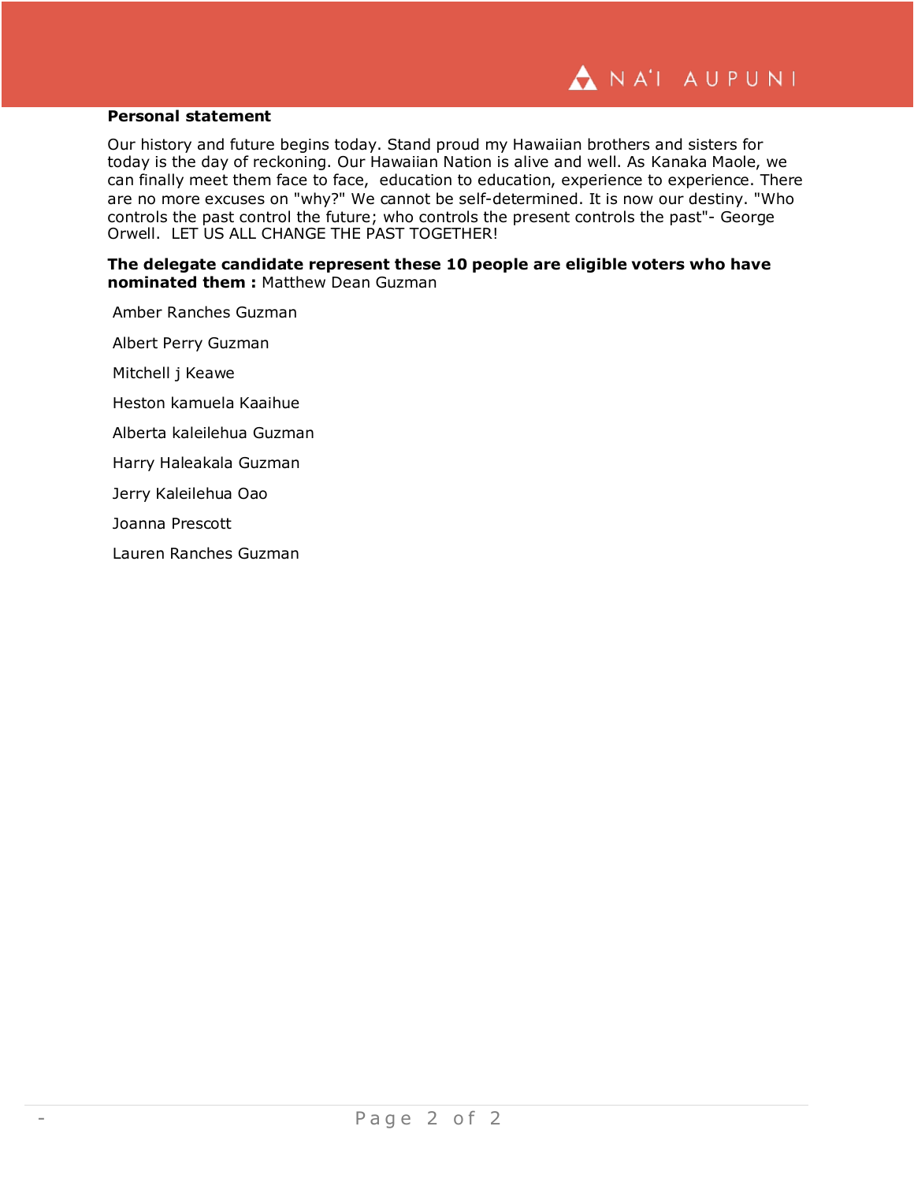**Personal statement**

Our history and future begins today. Stand proud my Hawaiian brothers and sisters for today is the day of reckoning. Our Hawaiian Nation is alive and well. As Kanaka Maole, we can finally meet them face to face, education to education, experience to experience. There are no more excuses on "why?" We cannot be self-determined. It is now our destiny. "Who controls the past control the future; who controls the present controls the past"- George Orwell. LET US ALL CHANGE THE PAST TOGETHER!

**The delegate candidate represent these 10 people are eligible voters who have nominated them :** Matthew Dean Guzman

Amber Ranches Guzman

Albert Perry Guzman

Mitchell j Keawe

Heston kamuela Kaaihue

Alberta kaleilehua Guzman

Harry Haleakala Guzman

Jerry Kaleilehua Oao

Joanna Prescott

Lauren Ranches Guzman